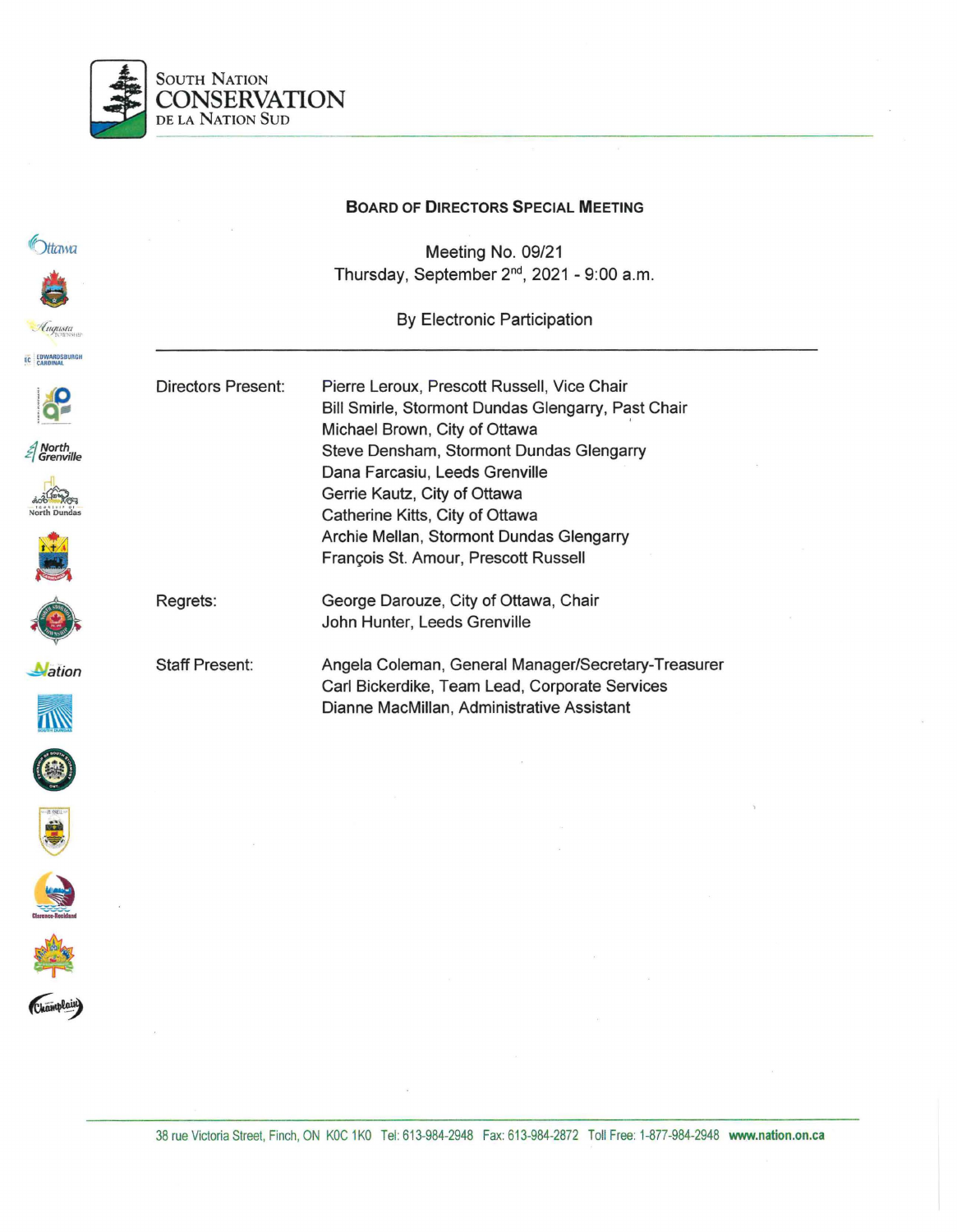South Nation
CONSERVATION
de la Nation Sud

## Board of Directors Special Meeting

Meeting No. 09/21
Thursday, September 2nd, 2021 - 9:00 a.m.

By Electronic Participation

---

| | |
|---|---|
| Directors Present: | Pierre Leroux, Prescott Russell, Vice Chair<br>Bill Smirle, Stormont Dundas Glengarry, Past Chair<br>Michael Brown, City of Ottawa<br>Steve Densham, Stormont Dundas Glengarry<br>Dana Farcasiu, Leeds Grenville<br>Gerrie Kautz, City of Ottawa<br>Catherine Kitts, City of Ottawa<br>Archie Mellan, Stormont Dundas Glengarry<br>François St. Amour, Prescott Russell |
| Regrets: | George Darouze, City of Ottawa, Chair<br>John Hunter, Leeds Grenville |
| Staff Present: | Angela Coleman, General Manager/Secretary-Treasurer<br>Carl Bickerdike, Team Lead, Corporate Services<br>Dianne MacMillan, Administrative Assistant |

38 rue Victoria Street, Finch, ON K0C 1K0 Tel: 613-984-2948 Fax: 613-984-2872 Toll Free: 1-877-984-2948 **www.nation.on.ca**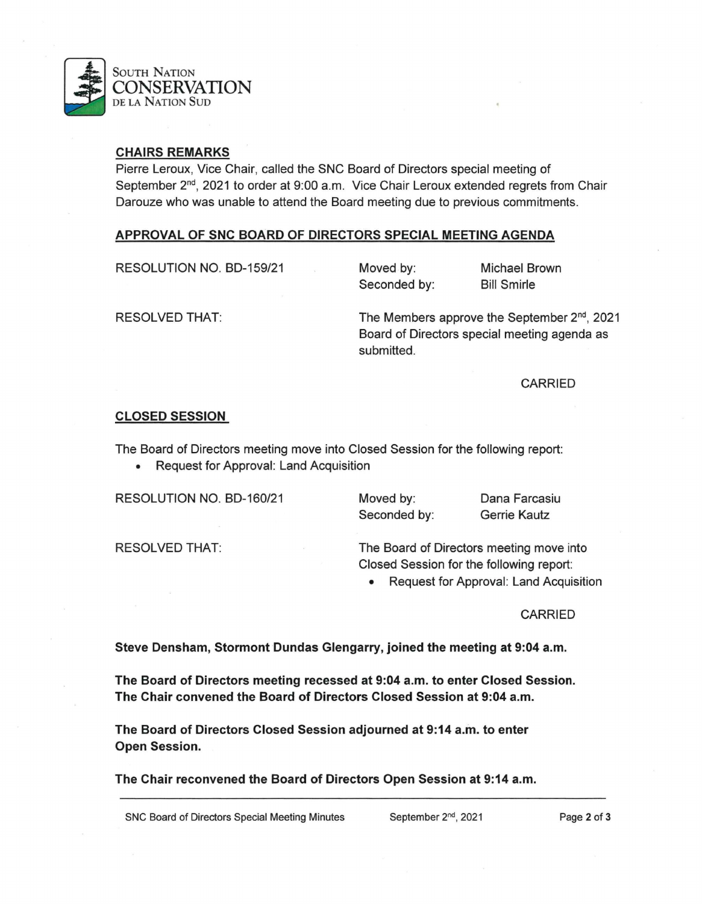## CHAIRS REMARKS

Pierre Leroux, Vice Chair, called the SNC Board of Directors special meeting of September 2nd, 2021 to order at 9:00 a.m. Vice Chair Leroux extended regrets from Chair Darouze who was unable to attend the Board meeting due to previous commitments.

## APPROVAL OF SNC BOARD OF DIRECTORS SPECIAL MEETING AGENDA

RESOLUTION NO. BD-159/21 — Moved by: Michael Brown — Seconded by: Bill Smirle

RESOLVED THAT: The Members approve the September 2nd, 2021 Board of Directors special meeting agenda as submitted.

CARRIED

## CLOSED SESSION

The Board of Directors meeting move into Closed Session for the following report:

- Request for Approval: Land Acquisition

RESOLUTION NO. BD-160/21 — Moved by: Dana Farcasiu — Seconded by: Gerrie Kautz

RESOLVED THAT: The Board of Directors meeting move into Closed Session for the following report:

- Request for Approval: Land Acquisition

CARRIED

**Steve Densham, Stormont Dundas Glengarry, joined the meeting at 9:04 a.m.**

**The Board of Directors meeting recessed at 9:04 a.m. to enter Closed Session. The Chair convened the Board of Directors Closed Session at 9:04 a.m.**

**The Board of Directors Closed Session adjourned at 9:14 a.m. to enter Open Session.**

**The Chair reconvened the Board of Directors Open Session at 9:14 a.m.**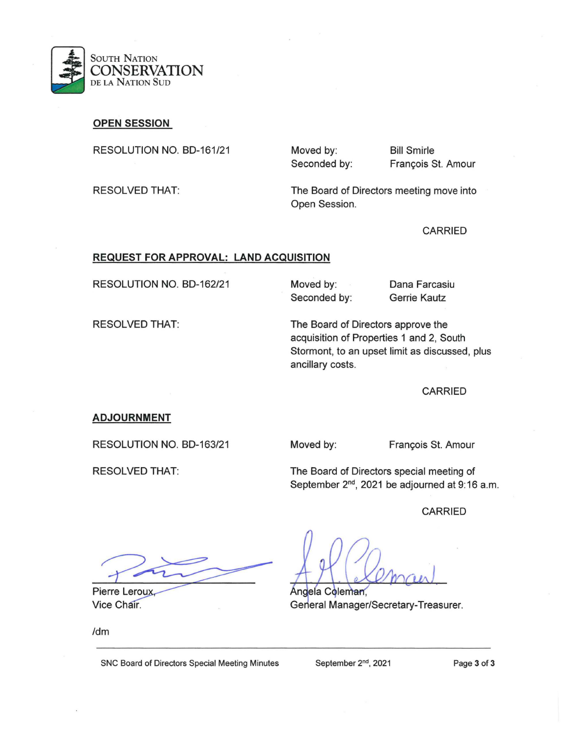SOUTH NATION CONSERVATION DE LA NATION SUD

## OPEN SESSION

| | | | |
|---|---|---|---|
| RESOLUTION NO. BD-161/21 | Moved by: | Bill Smirle | |
| | Seconded by: | François St. Amour | |
| RESOLVED THAT: | The Board of Directors meeting move into Open Session. | | |
| | | | CARRIED |

## REQUEST FOR APPROVAL: LAND ACQUISITION

| | | | |
|---|---|---|---|
| RESOLUTION NO. BD-162/21 | Moved by: | Dana Farcasiu | |
| | Seconded by: | Gerrie Kautz | |
| RESOLVED THAT: | The Board of Directors approve the acquisition of Properties 1 and 2, South Stormont, to an upset limit as discussed, plus ancillary costs. | | |
| | | | CARRIED |

## ADJOURNMENT

| | | | |
|---|---|---|---|
| RESOLUTION NO. BD-163/21 | Moved by: | François St. Amour | |
| RESOLVED THAT: | The Board of Directors special meeting of September 2nd, 2021 be adjourned at 9:16 a.m. | | |
| | | | CARRIED |

Pierre Leroux,
Vice Chair.

Angela Coleman,
General Manager/Secretary-Treasurer.

/dm